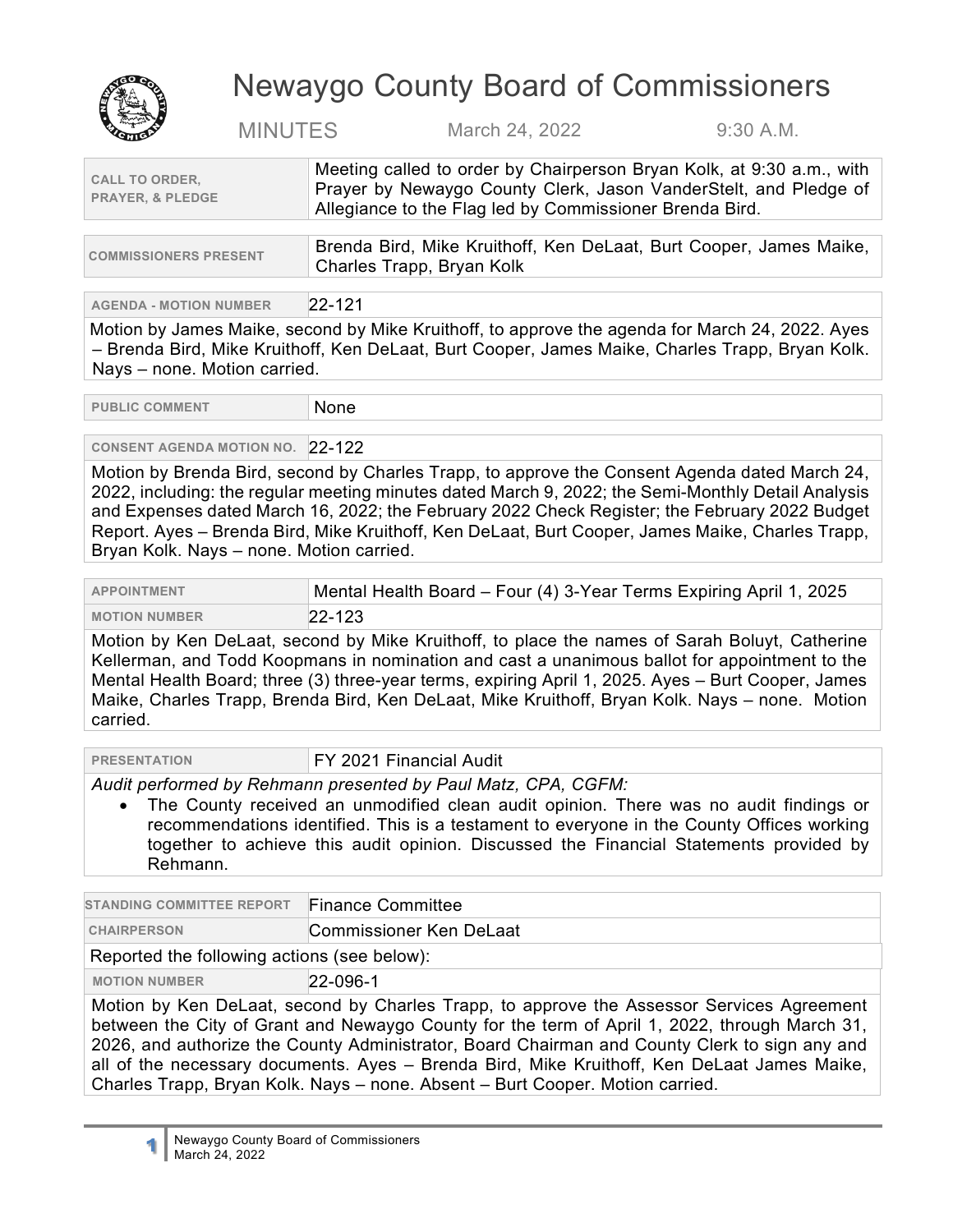# Newaygo County Board of Commissioners

MINUTES March 24, 2022 9:30 A.M.

| | |
|---|---|
| **CALL TO ORDER, PRAYER, & PLEDGE** | Meeting called to order by Chairperson Bryan Kolk, at 9:30 a.m., with Prayer by Newaygo County Clerk, Jason VanderStelt, and Pledge of Allegiance to the Flag led by Commissioner Brenda Bird. |

| | |
|---|---|
| **COMMISSIONERS PRESENT** | Brenda Bird, Mike Kruithoff, Ken DeLaat, Burt Cooper, James Maike, Charles Trapp, Bryan Kolk |

| | |
|---|---|
| **AGENDA - MOTION NUMBER** | 22-121 |

Motion by James Maike, second by Mike Kruithoff, to approve the agenda for March 24, 2022. Ayes – Brenda Bird, Mike Kruithoff, Ken DeLaat, Burt Cooper, James Maike, Charles Trapp, Bryan Kolk. Nays – none. Motion carried.

| | |
|---|---|
| **PUBLIC COMMENT** | None |

| | |
|---|---|
| **CONSENT AGENDA MOTION NO.** | 22-122 |

Motion by Brenda Bird, second by Charles Trapp, to approve the Consent Agenda dated March 24, 2022, including: the regular meeting minutes dated March 9, 2022; the Semi-Monthly Detail Analysis and Expenses dated March 16, 2022; the February 2022 Check Register; the February 2022 Budget Report. Ayes – Brenda Bird, Mike Kruithoff, Ken DeLaat, Burt Cooper, James Maike, Charles Trapp, Bryan Kolk. Nays – none. Motion carried.

| | |
|---|---|
| **APPOINTMENT** | Mental Health Board – Four (4) 3-Year Terms Expiring April 1, 2025 |
| **MOTION NUMBER** | 22-123 |

Motion by Ken DeLaat, second by Mike Kruithoff, to place the names of Sarah Boluyt, Catherine Kellerman, and Todd Koopmans in nomination and cast a unanimous ballot for appointment to the Mental Health Board; three (3) three-year terms, expiring April 1, 2025. Ayes – Burt Cooper, James Maike, Charles Trapp, Brenda Bird, Ken DeLaat, Mike Kruithoff, Bryan Kolk. Nays – none. Motion carried.

| | |
|---|---|
| **PRESENTATION** | FY 2021 Financial Audit |

*Audit performed by Rehmann presented by Paul Matz, CPA, CGFM:*

- The County received an unmodified clean audit opinion. There was no audit findings or recommendations identified. This is a testament to everyone in the County Offices working together to achieve this audit opinion. Discussed the Financial Statements provided by Rehmann.

| | |
|---|---|
| **STANDING COMMITTEE REPORT** | Finance Committee |
| **CHAIRPERSON** | Commissioner Ken DeLaat |

Reported the following actions (see below):

| | |
|---|---|
| **MOTION NUMBER** | 22-096-1 |

Motion by Ken DeLaat, second by Charles Trapp, to approve the Assessor Services Agreement between the City of Grant and Newaygo County for the term of April 1, 2022, through March 31, 2026, and authorize the County Administrator, Board Chairman and County Clerk to sign any and all of the necessary documents. Ayes – Brenda Bird, Mike Kruithoff, Ken DeLaat James Maike, Charles Trapp, Bryan Kolk. Nays – none. Absent – Burt Cooper. Motion carried.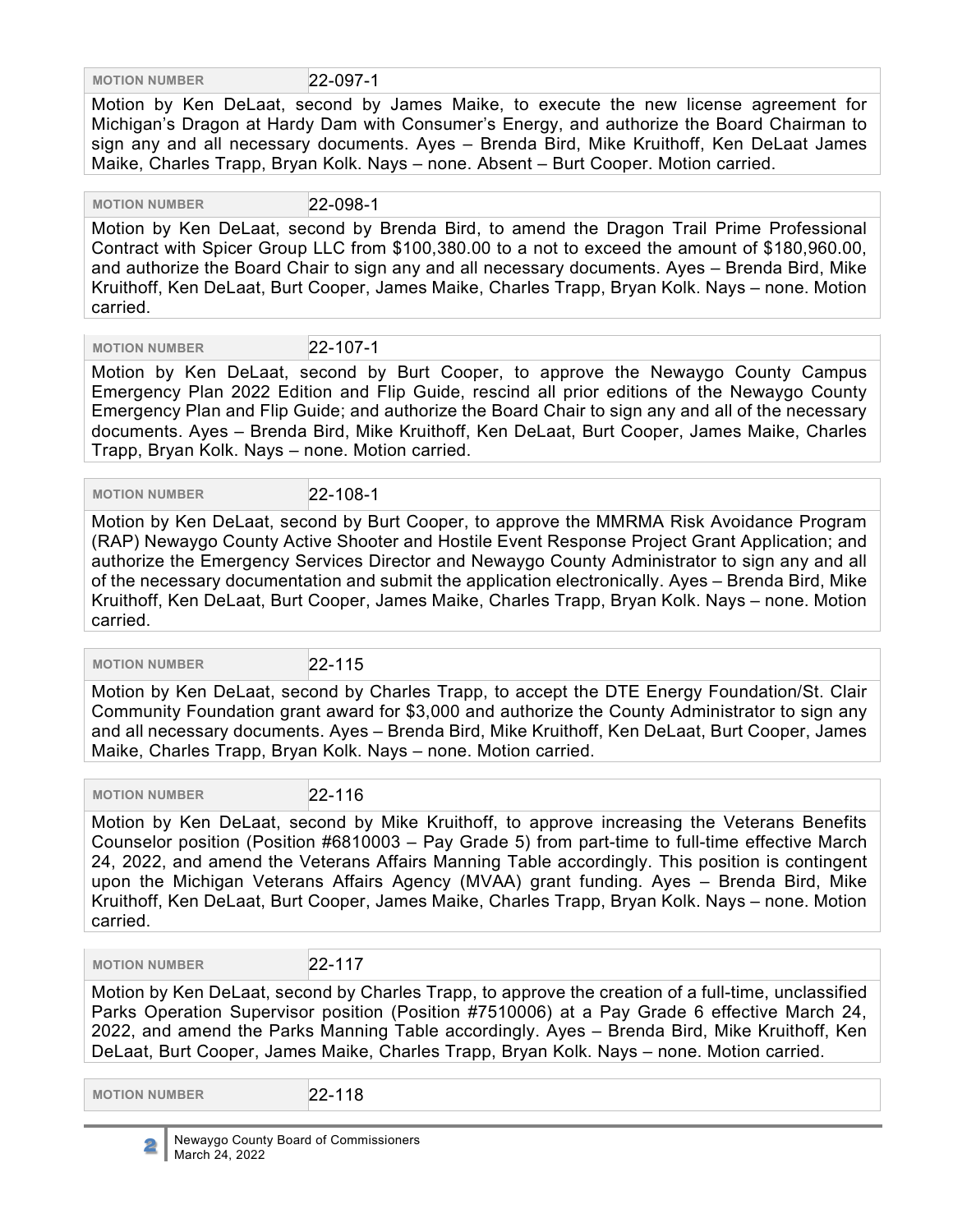| MOTION NUMBER | 22-097-1 |
|---|---|

Motion by Ken DeLaat, second by James Maike, to execute the new license agreement for Michigan's Dragon at Hardy Dam with Consumer's Energy, and authorize the Board Chairman to sign any and all necessary documents. Ayes – Brenda Bird, Mike Kruithoff, Ken DeLaat James Maike, Charles Trapp, Bryan Kolk. Nays – none. Absent – Burt Cooper. Motion carried.

| MOTION NUMBER | 22-098-1 |
|---|---|

Motion by Ken DeLaat, second by Brenda Bird, to amend the Dragon Trail Prime Professional Contract with Spicer Group LLC from $100,380.00 to a not to exceed the amount of $180,960.00, and authorize the Board Chair to sign any and all necessary documents. Ayes – Brenda Bird, Mike Kruithoff, Ken DeLaat, Burt Cooper, James Maike, Charles Trapp, Bryan Kolk. Nays – none. Motion carried.

| MOTION NUMBER | 22-107-1 |
|---|---|

Motion by Ken DeLaat, second by Burt Cooper, to approve the Newaygo County Campus Emergency Plan 2022 Edition and Flip Guide, rescind all prior editions of the Newaygo County Emergency Plan and Flip Guide; and authorize the Board Chair to sign any and all of the necessary documents. Ayes – Brenda Bird, Mike Kruithoff, Ken DeLaat, Burt Cooper, James Maike, Charles Trapp, Bryan Kolk. Nays – none. Motion carried.

| MOTION NUMBER | 22-108-1 |
|---|---|

Motion by Ken DeLaat, second by Burt Cooper, to approve the MMRMA Risk Avoidance Program (RAP) Newaygo County Active Shooter and Hostile Event Response Project Grant Application; and authorize the Emergency Services Director and Newaygo County Administrator to sign any and all of the necessary documentation and submit the application electronically. Ayes – Brenda Bird, Mike Kruithoff, Ken DeLaat, Burt Cooper, James Maike, Charles Trapp, Bryan Kolk. Nays – none. Motion carried.

| MOTION NUMBER | 22-115 |
|---|---|

Motion by Ken DeLaat, second by Charles Trapp, to accept the DTE Energy Foundation/St. Clair Community Foundation grant award for $3,000 and authorize the County Administrator to sign any and all necessary documents. Ayes – Brenda Bird, Mike Kruithoff, Ken DeLaat, Burt Cooper, James Maike, Charles Trapp, Bryan Kolk. Nays – none. Motion carried.

| MOTION NUMBER | 22-116 |
|---|---|

Motion by Ken DeLaat, second by Mike Kruithoff, to approve increasing the Veterans Benefits Counselor position (Position #6810003 – Pay Grade 5) from part-time to full-time effective March 24, 2022, and amend the Veterans Affairs Manning Table accordingly. This position is contingent upon the Michigan Veterans Affairs Agency (MVAA) grant funding. Ayes – Brenda Bird, Mike Kruithoff, Ken DeLaat, Burt Cooper, James Maike, Charles Trapp, Bryan Kolk. Nays – none. Motion carried.

| MOTION NUMBER | 22-117 |
|---|---|

Motion by Ken DeLaat, second by Charles Trapp, to approve the creation of a full-time, unclassified Parks Operation Supervisor position (Position #7510006) at a Pay Grade 6 effective March 24, 2022, and amend the Parks Manning Table accordingly. Ayes – Brenda Bird, Mike Kruithoff, Ken DeLaat, Burt Cooper, James Maike, Charles Trapp, Bryan Kolk. Nays – none. Motion carried.

| MOTION NUMBER | 22-118 |
|---|---|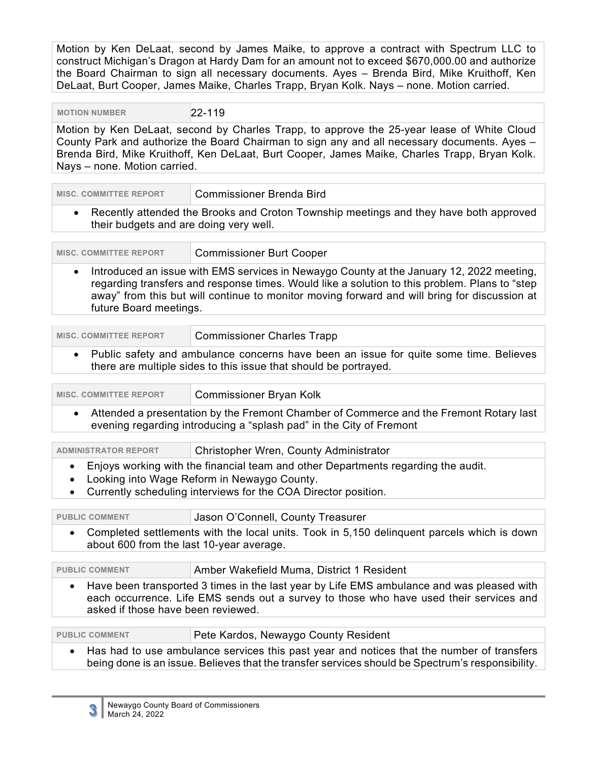Motion by Ken DeLaat, second by James Maike, to approve a contract with Spectrum LLC to construct Michigan's Dragon at Hardy Dam for an amount not to exceed $670,000.00 and authorize the Board Chairman to sign all necessary documents. Ayes – Brenda Bird, Mike Kruithoff, Ken DeLaat, Burt Cooper, James Maike, Charles Trapp, Bryan Kolk. Nays – none. Motion carried.

| MOTION NUMBER | 22-119 |
|---|---|

Motion by Ken DeLaat, second by Charles Trapp, to approve the 25-year lease of White Cloud County Park and authorize the Board Chairman to sign any and all necessary documents. Ayes – Brenda Bird, Mike Kruithoff, Ken DeLaat, Burt Cooper, James Maike, Charles Trapp, Bryan Kolk. Nays – none. Motion carried.

| MISC. COMMITTEE REPORT | Commissioner Brenda Bird |
|---|---|

- Recently attended the Brooks and Croton Township meetings and they have both approved their budgets and are doing very well.

| MISC. COMMITTEE REPORT | Commissioner Burt Cooper |
|---|---|

- Introduced an issue with EMS services in Newaygo County at the January 12, 2022 meeting, regarding transfers and response times. Would like a solution to this problem. Plans to "step away" from this but will continue to monitor moving forward and will bring for discussion at future Board meetings.

| MISC. COMMITTEE REPORT | Commissioner Charles Trapp |
|---|---|

- Public safety and ambulance concerns have been an issue for quite some time. Believes there are multiple sides to this issue that should be portrayed.

| MISC. COMMITTEE REPORT | Commissioner Bryan Kolk |
|---|---|

- Attended a presentation by the Fremont Chamber of Commerce and the Fremont Rotary last evening regarding introducing a "splash pad" in the City of Fremont

| ADMINISTRATOR REPORT | Christopher Wren, County Administrator |
|---|---|

- Enjoys working with the financial team and other Departments regarding the audit.
- Looking into Wage Reform in Newaygo County.
- Currently scheduling interviews for the COA Director position.

| PUBLIC COMMENT | Jason O'Connell, County Treasurer |
|---|---|

- Completed settlements with the local units. Took in 5,150 delinquent parcels which is down about 600 from the last 10-year average.

| PUBLIC COMMENT | Amber Wakefield Muma, District 1 Resident |
|---|---|

- Have been transported 3 times in the last year by Life EMS ambulance and was pleased with each occurrence. Life EMS sends out a survey to those who have used their services and asked if those have been reviewed.

| PUBLIC COMMENT | Pete Kardos, Newaygo County Resident |
|---|---|

- Has had to use ambulance services this past year and notices that the number of transfers being done is an issue. Believes that the transfer services should be Spectrum's responsibility.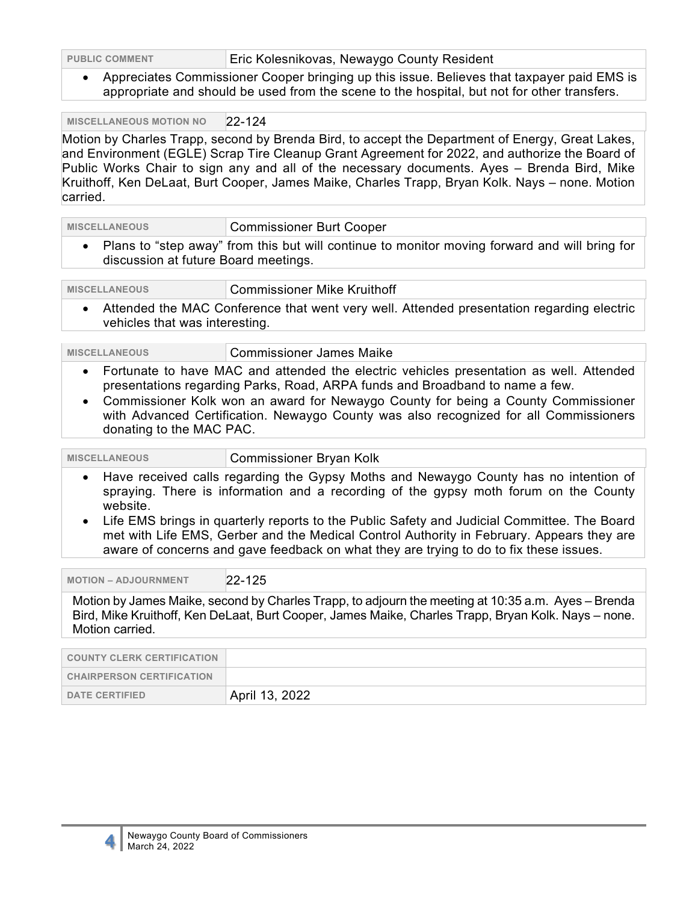| PUBLIC COMMENT | Eric Kolesnikovas, Newaygo County Resident |
|---|---|

- Appreciates Commissioner Cooper bringing up this issue. Believes that taxpayer paid EMS is appropriate and should be used from the scene to the hospital, but not for other transfers.

| MISCELLANEOUS MOTION NO | 22-124 |
|---|---|

Motion by Charles Trapp, second by Brenda Bird, to accept the Department of Energy, Great Lakes, and Environment (EGLE) Scrap Tire Cleanup Grant Agreement for 2022, and authorize the Board of Public Works Chair to sign any and all of the necessary documents. Ayes – Brenda Bird, Mike Kruithoff, Ken DeLaat, Burt Cooper, James Maike, Charles Trapp, Bryan Kolk. Nays – none. Motion carried.

| MISCELLANEOUS | Commissioner Burt Cooper |
|---|---|

- Plans to “step away” from this but will continue to monitor moving forward and will bring for discussion at future Board meetings.

| MISCELLANEOUS | Commissioner Mike Kruithoff |
|---|---|

- Attended the MAC Conference that went very well. Attended presentation regarding electric vehicles that was interesting.

| MISCELLANEOUS | Commissioner James Maike |
|---|---|

- Fortunate to have MAC and attended the electric vehicles presentation as well. Attended presentations regarding Parks, Road, ARPA funds and Broadband to name a few.
- Commissioner Kolk won an award for Newaygo County for being a County Commissioner with Advanced Certification. Newaygo County was also recognized for all Commissioners donating to the MAC PAC.

| MISCELLANEOUS | Commissioner Bryan Kolk |
|---|---|

- Have received calls regarding the Gypsy Moths and Newaygo County has no intention of spraying. There is information and a recording of the gypsy moth forum on the County website.
- Life EMS brings in quarterly reports to the Public Safety and Judicial Committee. The Board met with Life EMS, Gerber and the Medical Control Authority in February. Appears they are aware of concerns and gave feedback on what they are trying to do to fix these issues.

| MOTION – ADJOURNMENT | 22-125 |
|---|---|

Motion by James Maike, second by Charles Trapp, to adjourn the meeting at 10:35 a.m. Ayes – Brenda Bird, Mike Kruithoff, Ken DeLaat, Burt Cooper, James Maike, Charles Trapp, Bryan Kolk. Nays – none. Motion carried.

| | |
|---|---|
| COUNTY CLERK CERTIFICATION | |
| CHAIRPERSON CERTIFICATION | |
| DATE CERTIFIED | April 13, 2022 |